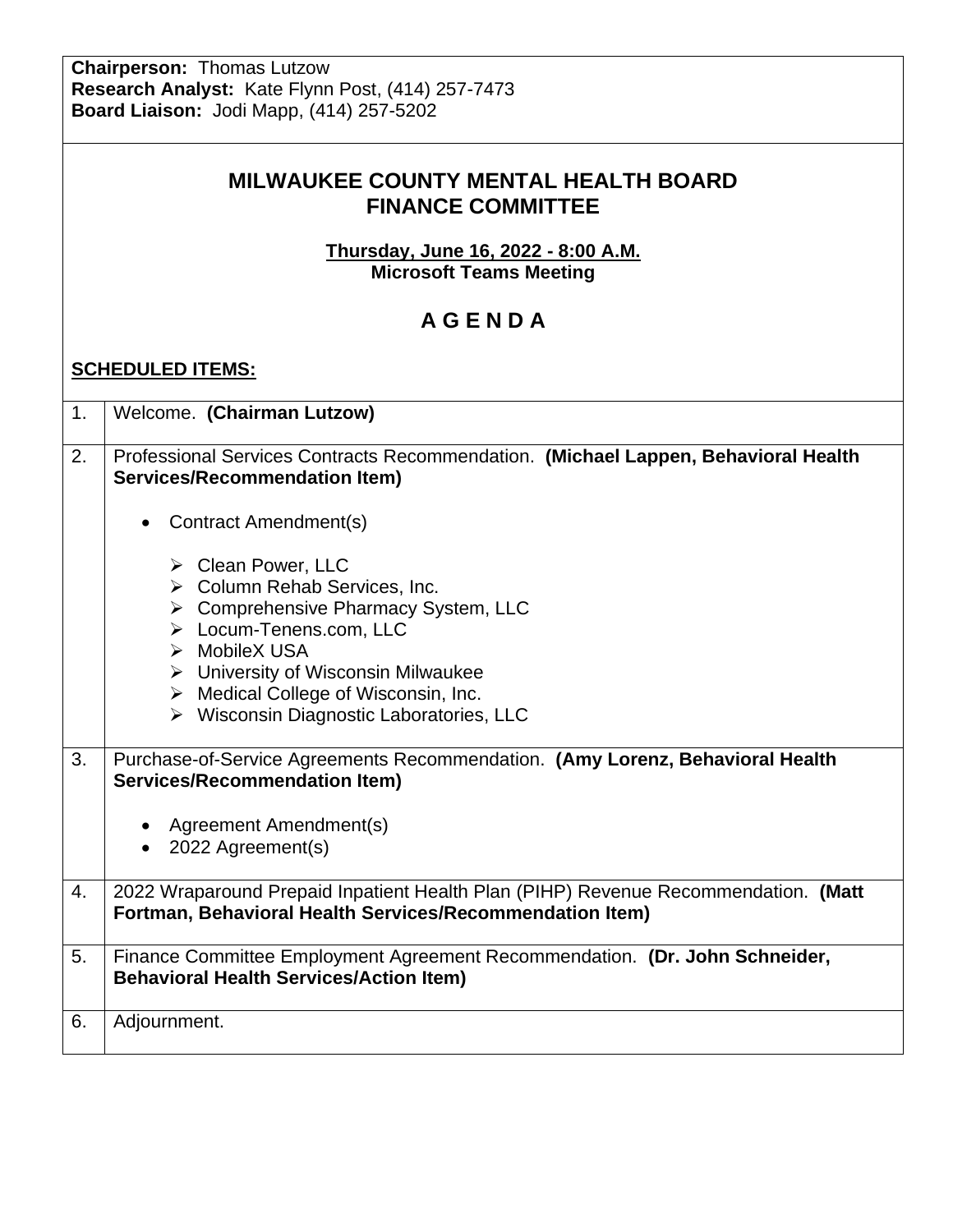**Chairperson:** Thomas Lutzow
**Research Analyst:** Kate Flynn Post, (414) 257-7473
**Board Liaison:** Jodi Mapp, (414) 257-5202

# MILWAUKEE COUNTY MENTAL HEALTH BOARD FINANCE COMMITTEE

**Thursday, June 16, 2022 - 8:00 A.M.**
**Microsoft Teams Meeting**

## A G E N D A

**SCHEDULED ITEMS:**

| | |
|---|---|
| 1. | Welcome. **(Chairman Lutzow)** |
| 2. | Professional Services Contracts Recommendation. **(Michael Lappen, Behavioral Health Services/Recommendation Item)**<br><br>• Contract Amendment(s)<br><br>➢ Clean Power, LLC<br>➢ Column Rehab Services, Inc.<br>➢ Comprehensive Pharmacy System, LLC<br>➢ Locum-Tenens.com, LLC<br>➢ MobileX USA<br>➢ University of Wisconsin Milwaukee<br>➢ Medical College of Wisconsin, Inc.<br>➢ Wisconsin Diagnostic Laboratories, LLC |
| 3. | Purchase-of-Service Agreements Recommendation. **(Amy Lorenz, Behavioral Health Services/Recommendation Item)**<br><br>• Agreement Amendment(s)<br>• 2022 Agreement(s) |
| 4. | 2022 Wraparound Prepaid Inpatient Health Plan (PIHP) Revenue Recommendation. **(Matt Fortman, Behavioral Health Services/Recommendation Item)** |
| 5. | Finance Committee Employment Agreement Recommendation. **(Dr. John Schneider, Behavioral Health Services/Action Item)** |
| 6. | Adjournment. |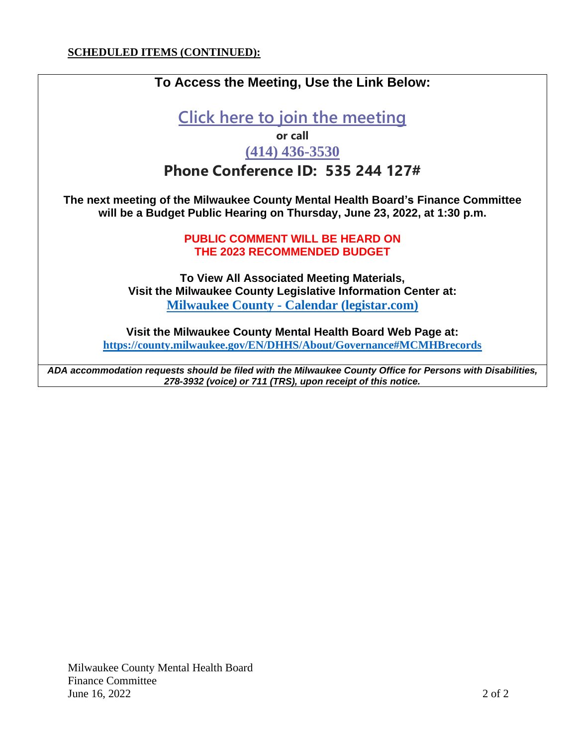**SCHEDULED ITEMS (CONTINUED):**

**To Access the Meeting, Use the Link Below:**

**Click here to join the meeting**

**or call**

**(414) 436-3530**

**Phone Conference ID: 535 244 127#**

**The next meeting of the Milwaukee County Mental Health Board's Finance Committee will be a Budget Public Hearing on Thursday, June 23, 2022, at 1:30 p.m.**

**PUBLIC COMMENT WILL BE HEARD ON THE 2023 RECOMMENDED BUDGET**

**To View All Associated Meeting Materials, Visit the Milwaukee County Legislative Information Center at:**
**Milwaukee County - Calendar (legistar.com)**

**Visit the Milwaukee County Mental Health Board Web Page at:**
**https://county.milwaukee.gov/EN/DHHS/About/Governance#MCMHBrecords**

***ADA accommodation requests should be filed with the Milwaukee County Office for Persons with Disabilities, 278-3932 (voice) or 711 (TRS), upon receipt of this notice.***

Milwaukee County Mental Health Board
Finance Committee
June 16, 2022